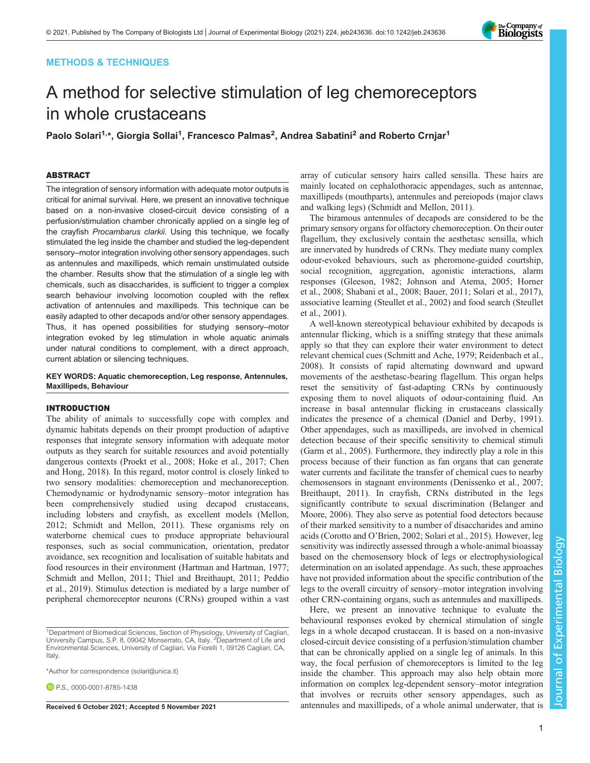METHODS & TECHNIQUES

# A method for selective stimulation of leg chemoreceptors in whole crustaceans

Paolo Solari[1,*], Giorgia Sollai[1], Francesco Palmas[2], Andrea Sabatini[2] and Roberto Crnjar[1]

## ABSTRACT

The integration of sensory information with adequate motor outputs is critical for animal survival. Here, we present an innovative technique based on a non-invasive closed-circuit device consisting of a perfusion/stimulation chamber chronically applied on a single leg of the crayfish *Procambarus clarkii*. Using this technique, we focally stimulated the leg inside the chamber and studied the leg-dependent sensory–motor integration involving other sensory appendages, such as antennules and maxillipeds, which remain unstimulated outside the chamber. Results show that the stimulation of a single leg with chemicals, such as disaccharides, is sufficient to trigger a complex search behaviour involving locomotion coupled with the reflex activation of antennules and maxillipeds. This technique can be easily adapted to other decapods and/or other sensory appendages. Thus, it has opened possibilities for studying sensory–motor integration evoked by leg stimulation in whole aquatic animals under natural conditions to complement, with a direct approach, current ablation or silencing techniques.

**KEY WORDS: Aquatic chemoreception, Leg response, Antennules, Maxillipeds, Behaviour**

## INTRODUCTION

The ability of animals to successfully cope with complex and dynamic habitats depends on their prompt production of adaptive responses that integrate sensory information with adequate motor outputs as they search for suitable resources and avoid potentially dangerous contexts (Proekt et al., 2008; Hoke et al., 2017; Chen and Hong, 2018). In this regard, motor control is closely linked to two sensory modalities: chemoreception and mechanoreception. Chemodynamic or hydrodynamic sensory–motor integration has been comprehensively studied using decapod crustaceans, including lobsters and crayfish, as excellent models (Mellon, 2012; Schmidt and Mellon, 2011). These organisms rely on waterborne chemical cues to produce appropriate behavioural responses, such as social communication, orientation, predator avoidance, sex recognition and localisation of suitable habitats and food resources in their environment (Hartman and Hartman, 1977; Schmidt and Mellon, 2011; Thiel and Breithaupt, 2011; Peddio et al., 2019). Stimulus detection is mediated by a large number of peripheral chemoreceptor neurons (CRNs) grouped within a vast array of cuticular sensory hairs called sensilla. These hairs are mainly located on cephalothoracic appendages, such as antennae, maxillipeds (mouthparts), antennules and pereiopods (major claws and walking legs) (Schmidt and Mellon, 2011).

The biramous antennules of decapods are considered to be the primary sensory organs for olfactory chemoreception. On their outer flagellum, they exclusively contain the aesthetasc sensilla, which are innervated by hundreds of CRNs. They mediate many complex odour-evoked behaviours, such as pheromone-guided courtship, social recognition, aggregation, agonistic interactions, alarm responses (Gleeson, 1982; Johnson and Atema, 2005; Horner et al., 2008; Shabani et al., 2008; Bauer, 2011; Solari et al., 2017), associative learning (Steullet et al., 2002) and food search (Steullet et al., 2001).

A well-known stereotypical behaviour exhibited by decapods is antennular flicking, which is a sniffing strategy that these animals apply so that they can explore their water environment to detect relevant chemical cues (Schmitt and Ache, 1979; Reidenbach et al., 2008). It consists of rapid alternating downward and upward movements of the aesthetasc-bearing flagellum. This organ helps reset the sensitivity of fast-adapting CRNs by continuously exposing them to novel aliquots of odour-containing fluid. An increase in basal antennular flicking in crustaceans classically indicates the presence of a chemical (Daniel and Derby, 1991). Other appendages, such as maxillipeds, are involved in chemical detection because of their specific sensitivity to chemical stimuli (Garm et al., 2005). Furthermore, they indirectly play a role in this process because of their function as fan organs that can generate water currents and facilitate the transfer of chemical cues to nearby chemosensors in stagnant environments (Denissenko et al., 2007; Breithaupt, 2011). In crayfish, CRNs distributed in the legs significantly contribute to sexual discrimination (Belanger and Moore, 2006). They also serve as potential food detectors because of their marked sensitivity to a number of disaccharides and amino acids (Corotto and O'Brien, 2002; Solari et al., 2015). However, leg sensitivity was indirectly assessed through a whole-animal bioassay based on the chemosensory block of legs or electrophysiological determination on an isolated appendage. As such, these approaches have not provided information about the specific contribution of the legs to the overall circuitry of sensory–motor integration involving other CRN-containing organs, such as antennules and maxillipeds.

Here, we present an innovative technique to evaluate the behavioural responses evoked by chemical stimulation of single legs in a whole decapod crustacean. It is based on a non-invasive closed-circuit device consisting of a perfusion/stimulation chamber that can be chronically applied on a single leg of animals. In this way, the focal perfusion of chemoreceptors is limited to the leg inside the chamber. This approach may also help obtain more information on complex leg-dependent sensory–motor integration that involves or recruits other sensory appendages, such as antennules and maxillipeds, of a whole animal underwater, that is

[1]Department of Biomedical Sciences, Section of Physiology, University of Cagliari, University Campus, S.P. 8, 09042 Monserrato, CA, Italy. [2]Department of Life and Environmental Sciences, University of Cagliari, Via Fiorelli 1, 09126 Cagliari, CA, Italy.

*Author for correspondence (solari@unica.it)

P.S., 0000-0001-8785-1438

Received 6 October 2021; Accepted 5 November 2021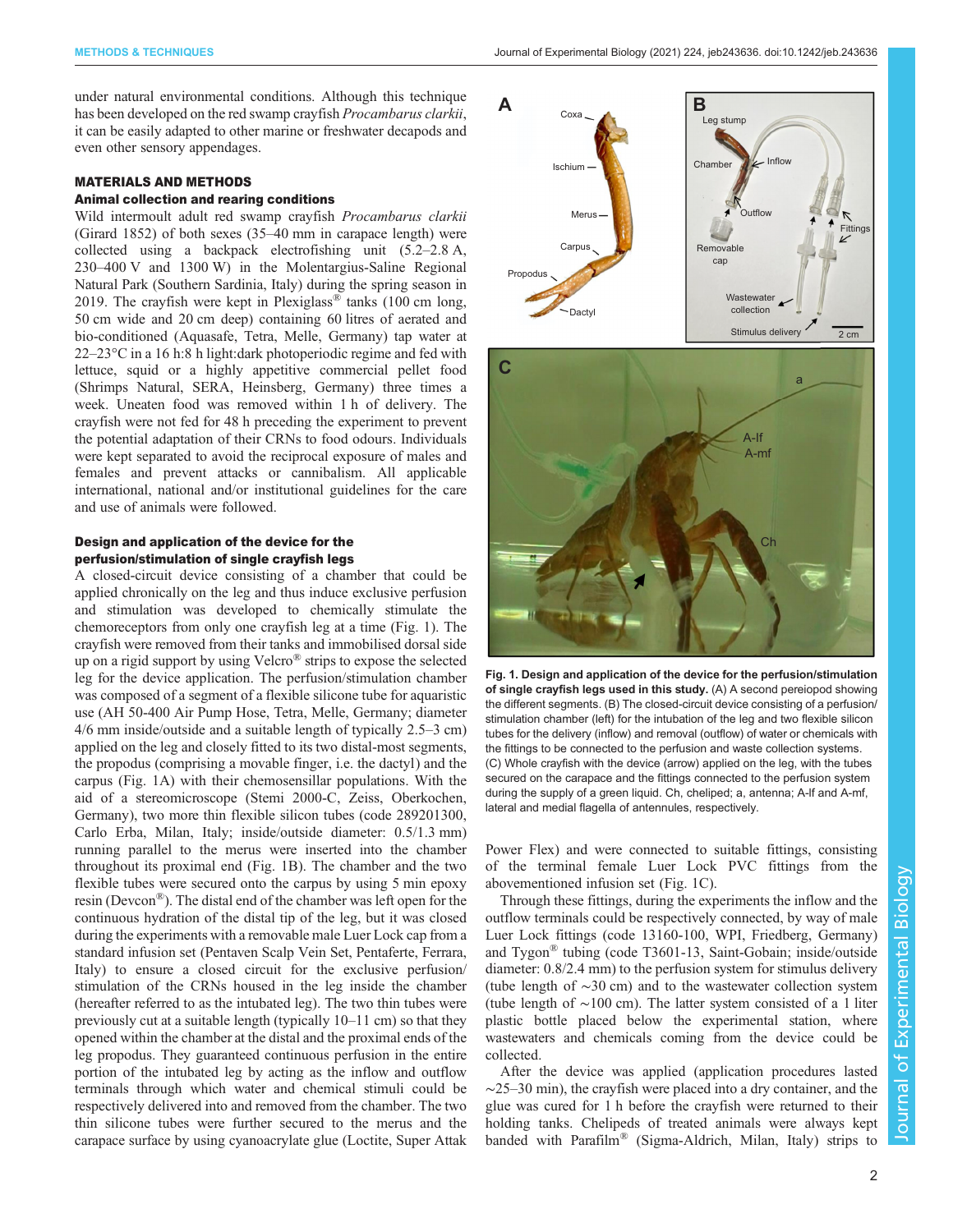under natural environmental conditions. Although this technique has been developed on the red swamp crayfish *Procambarus clarkii*, it can be easily adapted to other marine or freshwater decapods and even other sensory appendages.

## MATERIALS AND METHODS

### Animal collection and rearing conditions

Wild intermoult adult red swamp crayfish *Procambarus clarkii* (Girard 1852) of both sexes (35–40 mm in carapace length) were collected using a backpack electrofishing unit (5.2–2.8 A, 230–400 V and 1300 W) in the Molentargius-Saline Regional Natural Park (Southern Sardinia, Italy) during the spring season in 2019. The crayfish were kept in Plexiglass® tanks (100 cm long, 50 cm wide and 20 cm deep) containing 60 litres of aerated and bio-conditioned (Aquasafe, Tetra, Melle, Germany) tap water at 22–23°C in a 16 h:8 h light:dark photoperiodic regime and fed with lettuce, squid or a highly appetitive commercial pellet food (Shrimps Natural, SERA, Heinsberg, Germany) three times a week. Uneaten food was removed within 1 h of delivery. The crayfish were not fed for 48 h preceding the experiment to prevent the potential adaptation of their CRNs to food odours. Individuals were kept separated to avoid the reciprocal exposure of males and females and prevent attacks or cannibalism. All applicable international, national and/or institutional guidelines for the care and use of animals were followed.

### Design and application of the device for the perfusion/stimulation of single crayfish legs

A closed-circuit device consisting of a chamber that could be applied chronically on the leg and thus induce exclusive perfusion and stimulation was developed to chemically stimulate the chemoreceptors from only one crayfish leg at a time (Fig. 1). The crayfish were removed from their tanks and immobilised dorsal side up on a rigid support by using Velcro® strips to expose the selected leg for the device application. The perfusion/stimulation chamber was composed of a segment of a flexible silicone tube for aquaristic use (AH 50-400 Air Pump Hose, Tetra, Melle, Germany; diameter 4/6 mm inside/outside and a suitable length of typically 2.5–3 cm) applied on the leg and closely fitted to its two distal-most segments, the propodus (comprising a movable finger, i.e. the dactyl) and the carpus (Fig. 1A) with their chemosensillar populations. With the aid of a stereomicroscope (Stemi 2000-C, Zeiss, Oberkochen, Germany), two more thin flexible silicon tubes (code 289201300, Carlo Erba, Milan, Italy; inside/outside diameter: 0.5/1.3 mm) running parallel to the merus were inserted into the chamber throughout its proximal end (Fig. 1B). The chamber and the two flexible tubes were secured onto the carpus by using 5 min epoxy resin (Devcon®). The distal end of the chamber was left open for the continuous hydration of the distal tip of the leg, but it was closed during the experiments with a removable male Luer Lock cap from a standard infusion set (Pentaven Scalp Vein Set, Pentaferte, Ferrara, Italy) to ensure a closed circuit for the exclusive perfusion/stimulation of the CRNs housed in the leg inside the chamber (hereafter referred to as the intubated leg). The two thin tubes were previously cut at a suitable length (typically 10–11 cm) so that they opened within the chamber at the distal and the proximal ends of the leg propodus. They guaranteed continuous perfusion in the entire portion of the intubated leg by acting as the inflow and outflow terminals through which water and chemical stimuli could be respectively delivered into and removed from the chamber. The two thin silicone tubes were further secured to the merus and the carapace surface by using cyanoacrylate glue (Loctite, Super Attak Power Flex) and were connected to suitable fittings, consisting of the terminal female Luer Lock PVC fittings from the abovementioned infusion set (Fig. 1C).

**Fig. 1. Design and application of the device for the perfusion/stimulation of single crayfish legs used in this study.** (A) A second pereiopod showing the different segments. (B) The closed-circuit device consisting of a perfusion/stimulation chamber (left) for the intubation of the leg and two flexible silicon tubes for the delivery (inflow) and removal (outflow) of water or chemicals with the fittings to be connected to the perfusion and waste collection systems. (C) Whole crayfish with the device (arrow) applied on the leg, with the tubes secured on the carapace and the fittings connected to the perfusion system during the supply of a green liquid. Ch, cheliped; a, antenna; A-lf and A-mf, lateral and medial flagella of antennules, respectively.

Through these fittings, during the experiments the inflow and the outflow terminals could be respectively connected, by way of male Luer Lock fittings (code 13160-100, WPI, Friedberg, Germany) and Tygon® tubing (code T3601-13, Saint-Gobain; inside/outside diameter: 0.8/2.4 mm) to the perfusion system for stimulus delivery (tube length of ∼30 cm) and to the wastewater collection system (tube length of ∼100 cm). The latter system consisted of a 1 liter plastic bottle placed below the experimental station, where wastewaters and chemicals coming from the device could be collected.

After the device was applied (application procedures lasted ∼25–30 min), the crayfish were placed into a dry container, and the glue was cured for 1 h before the crayfish were returned to their holding tanks. Chelipeds of treated animals were always kept banded with Parafilm® (Sigma-Aldrich, Milan, Italy) strips to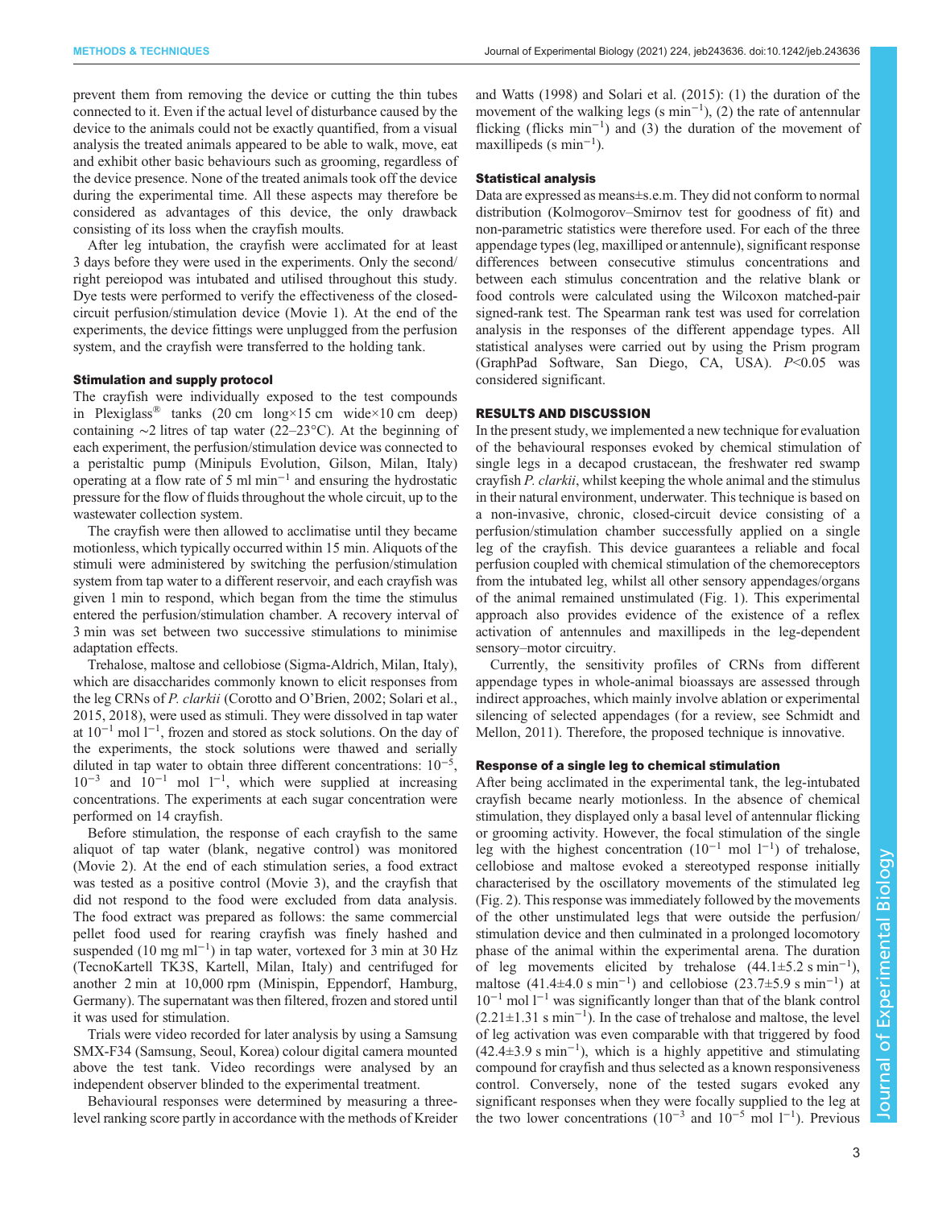prevent them from removing the device or cutting the thin tubes connected to it. Even if the actual level of disturbance caused by the device to the animals could not be exactly quantified, from a visual analysis the treated animals appeared to be able to walk, move, eat and exhibit other basic behaviours such as grooming, regardless of the device presence. None of the treated animals took off the device during the experimental time. All these aspects may therefore be considered as advantages of this device, the only drawback consisting of its loss when the crayfish moults.

After leg intubation, the crayfish were acclimated for at least 3 days before they were used in the experiments. Only the second/right pereiopod was intubated and utilised throughout this study. Dye tests were performed to verify the effectiveness of the closed-circuit perfusion/stimulation device (Movie 1). At the end of the experiments, the device fittings were unplugged from the perfusion system, and the crayfish were transferred to the holding tank.

### Stimulation and supply protocol

The crayfish were individually exposed to the test compounds in Plexiglass® tanks (20 cm long×15 cm wide×10 cm deep) containing ∼2 litres of tap water (22–23°C). At the beginning of each experiment, the perfusion/stimulation device was connected to a peristaltic pump (Minipuls Evolution, Gilson, Milan, Italy) operating at a flow rate of 5 ml $min^{-1}$ and ensuring the hydrostatic pressure for the flow of fluids throughout the whole circuit, up to the wastewater collection system.

The crayfish were then allowed to acclimatise until they became motionless, which typically occurred within 15 min. Aliquots of the stimuli were administered by switching the perfusion/stimulation system from tap water to a different reservoir, and each crayfish was given 1 min to respond, which began from the time the stimulus entered the perfusion/stimulation chamber. A recovery interval of 3 min was set between two successive stimulations to minimise adaptation effects.

Trehalose, maltose and cellobiose (Sigma-Aldrich, Milan, Italy), which are disaccharides commonly known to elicit responses from the leg CRNs of *P. clarkii* (Corotto and O'Brien, 2002; Solari et al., 2015, 2018), were used as stimuli. They were dissolved in tap water at $10^{-1}$ mol $l^{-1}$, frozen and stored as stock solutions. On the day of the experiments, the stock solutions were thawed and serially diluted in tap water to obtain three different concentrations: $10^{-5}$, $10^{-3}$ and $10^{-1}$ mol $l^{-1}$, which were supplied at increasing concentrations. The experiments at each sugar concentration were performed on 14 crayfish.

Before stimulation, the response of each crayfish to the same aliquot of tap water (blank, negative control) was monitored (Movie 2). At the end of each stimulation series, a food extract was tested as a positive control (Movie 3), and the crayfish that did not respond to the food were excluded from data analysis. The food extract was prepared as follows: the same commercial pellet food used for rearing crayfish was finely hashed and suspended (10 mg $ml^{-1}$) in tap water, vortexed for 3 min at 30 Hz (TecnoKartell TK3S, Kartell, Milan, Italy) and centrifuged for another 2 min at 10,000 rpm (Minispin, Eppendorf, Hamburg, Germany). The supernatant was then filtered, frozen and stored until it was used for stimulation.

Trials were video recorded for later analysis by using a Samsung SMX-F34 (Samsung, Seoul, Korea) colour digital camera mounted above the test tank. Video recordings were analysed by an independent observer blinded to the experimental treatment.

Behavioural responses were determined by measuring a three-level ranking score partly in accordance with the methods of Kreider and Watts (1998) and Solari et al. (2015): (1) the duration of the movement of the walking legs (s $min^{-1}$), (2) the rate of antennular flicking (flicks $min^{-1}$) and (3) the duration of the movement of maxillipeds (s $min^{-1}$).

### Statistical analysis

Data are expressed as means±s.e.m. They did not conform to normal distribution (Kolmogorov–Smirnov test for goodness of fit) and non-parametric statistics were therefore used. For each of the three appendage types (leg, maxilliped or antennule), significant response differences between consecutive stimulus concentrations and between each stimulus concentration and the relative blank or food controls were calculated using the Wilcoxon matched-pair signed-rank test. The Spearman rank test was used for correlation analysis in the responses of the different appendage types. All statistical analyses were carried out by using the Prism program (GraphPad Software, San Diego, CA, USA). $P<0.05$ was considered significant.

## RESULTS AND DISCUSSION

In the present study, we implemented a new technique for evaluation of the behavioural responses evoked by chemical stimulation of single legs in a decapod crustacean, the freshwater red swamp crayfish *P. clarkii*, whilst keeping the whole animal and the stimulus in their natural environment, underwater. This technique is based on a non-invasive, chronic, closed-circuit device consisting of a perfusion/stimulation chamber successfully applied on a single leg of the crayfish. This device guarantees a reliable and focal perfusion coupled with chemical stimulation of the chemoreceptors from the intubated leg, whilst all other sensory appendages/organs of the animal remained unstimulated (Fig. 1). This experimental approach also provides evidence of the existence of a reflex activation of antennules and maxillipeds in the leg-dependent sensory–motor circuitry.

Currently, the sensitivity profiles of CRNs from different appendage types in whole-animal bioassays are assessed through indirect approaches, which mainly involve ablation or experimental silencing of selected appendages (for a review, see Schmidt and Mellon, 2011). Therefore, the proposed technique is innovative.

### Response of a single leg to chemical stimulation

After being acclimated in the experimental tank, the leg-intubated crayfish became nearly motionless. In the absence of chemical stimulation, they displayed only a basal level of antennular flicking or grooming activity. However, the focal stimulation of the single leg with the highest concentration ($10^{-1}$ mol $l^{-1}$) of trehalose, cellobiose and maltose evoked a stereotyped response initially characterised by the oscillatory movements of the stimulated leg (Fig. 2). This response was immediately followed by the movements of the other unstimulated legs that were outside the perfusion/stimulation device and then culminated in a prolonged locomotory phase of the animal within the experimental arena. The duration of leg movements elicited by trehalose (44.1±5.2 s $min^{-1}$), maltose (41.4±4.0 s $min^{-1}$) and cellobiose (23.7±5.9 s $min^{-1}$) at $10^{-1}$ mol $l^{-1}$ was significantly longer than that of the blank control (2.21±1.31 s $min^{-1}$). In the case of trehalose and maltose, the level of leg activation was even comparable with that triggered by food (42.4±3.9 s $min^{-1}$), which is a highly appetitive and stimulating compound for crayfish and thus selected as a known responsiveness control. Conversely, none of the tested sugars evoked any significant responses when they were focally supplied to the leg at the two lower concentrations ($10^{-3}$ and $10^{-5}$ mol $l^{-1}$). Previous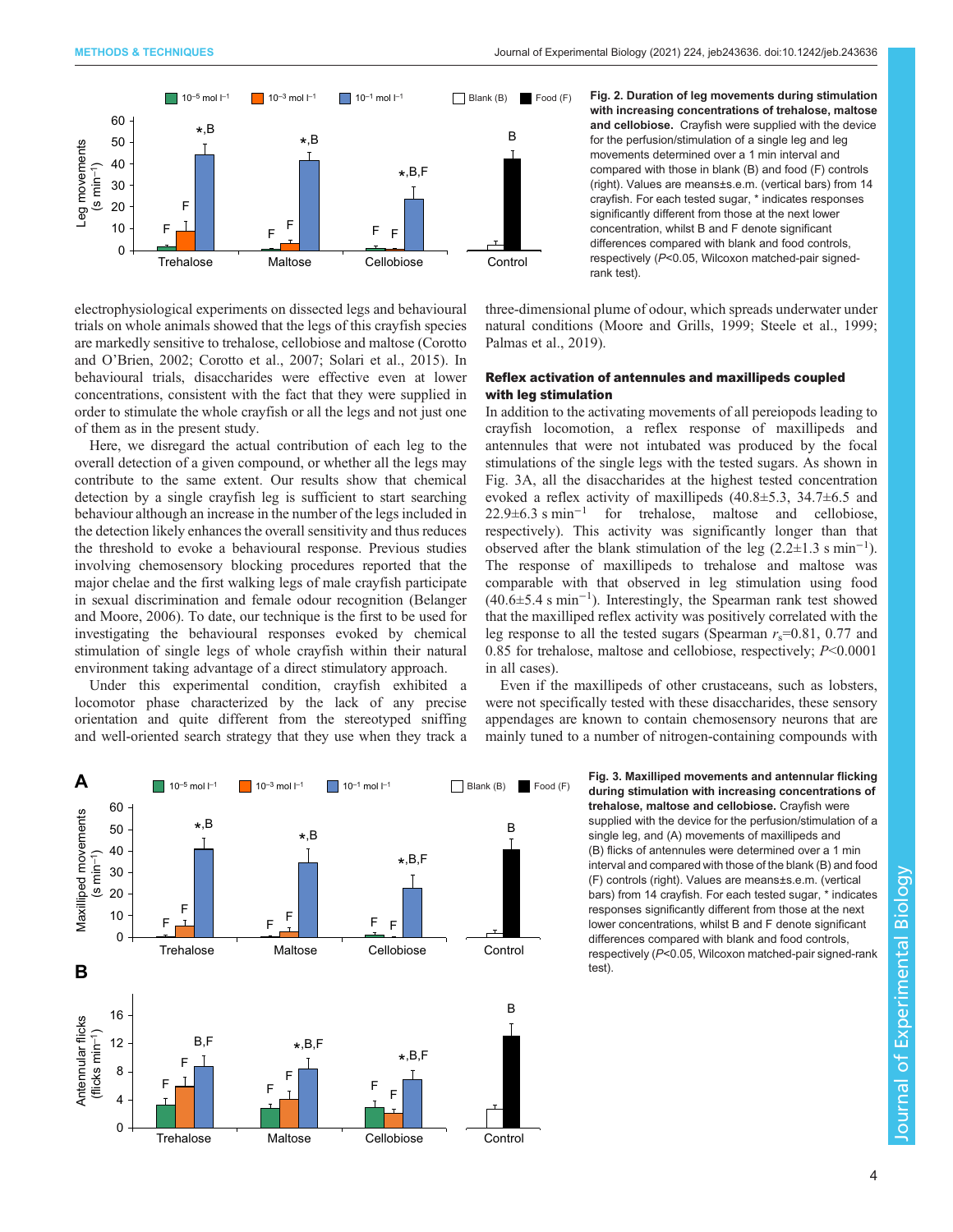Fig. 2. Duration of leg movements during stimulation with increasing concentrations of trehalose, maltose and cellobiose. Crayfish were supplied with the device for the perfusion/stimulation of a single leg and leg movements determined over a 1 min interval and compared with those in blank (B) and food (F) controls (right). Values are means±s.e.m. (vertical bars) from 14 crayfish. For each tested sugar, * indicates responses significantly different from those at the next lower concentration, whilst B and F denote significant differences compared with blank and food controls, respectively ($P$<0.05, Wilcoxon matched-pair signed-rank test).

electrophysiological experiments on dissected legs and behavioural trials on whole animals showed that the legs of this crayfish species are markedly sensitive to trehalose, cellobiose and maltose (Corotto and O'Brien, 2002; Corotto et al., 2007; Solari et al., 2015). In behavioural trials, disaccharides were effective even at lower concentrations, consistent with the fact that they were supplied in order to stimulate the whole crayfish or all the legs and not just one of them as in the present study.

Here, we disregard the actual contribution of each leg to the overall detection of a given compound, or whether all the legs may contribute to the same extent. Our results show that chemical detection by a single crayfish leg is sufficient to start searching behaviour although an increase in the number of the legs included in the detection likely enhances the overall sensitivity and thus reduces the threshold to evoke a behavioural response. Previous studies involving chemosensory blocking procedures reported that the major chelae and the first walking legs of male crayfish participate in sexual discrimination and female odour recognition (Belanger and Moore, 2006). To date, our technique is the first to be used for investigating the behavioural responses evoked by chemical stimulation of single legs of whole crayfish within their natural environment taking advantage of a direct stimulatory approach.

Under this experimental condition, crayfish exhibited a locomotor phase characterized by the lack of any precise orientation and quite different from the stereotyped sniffing and well-oriented search strategy that they use when they track a three-dimensional plume of odour, which spreads underwater under natural conditions (Moore and Grills, 1999; Steele et al., 1999; Palmas et al., 2019).

### Reflex activation of antennules and maxillipeds coupled with leg stimulation

In addition to the activating movements of all pereiopods leading to crayfish locomotion, a reflex response of maxillipeds and antennules that were not intubated was produced by the focal stimulations of the single legs with the tested sugars. As shown in Fig. 3A, all the disaccharides at the highest tested concentration evoked a reflex activity of maxillipeds (40.8±5.3, 34.7±6.5 and 22.9±6.3 s min$^{-1}$ for trehalose, maltose and cellobiose, respectively). This activity was significantly longer than that observed after the blank stimulation of the leg (2.2±1.3 s min$^{-1}$). The response of maxillipeds to trehalose and maltose was comparable with that observed in leg stimulation using food (40.6±5.4 s min$^{-1}$). Interestingly, the Spearman rank test showed that the maxilliped reflex activity was positively correlated with the leg response to all the tested sugars (Spearman $r_s$=0.81, 0.77 and 0.85 for trehalose, maltose and cellobiose, respectively; $P$<0.0001 in all cases).

Even if the maxillipeds of other crustaceans, such as lobsters, were not specifically tested with these disaccharides, these sensory appendages are known to contain chemosensory neurons that are mainly tuned to a number of nitrogen-containing compounds with

Fig. 3. Maxilliped movements and antennular flicking during stimulation with increasing concentrations of trehalose, maltose and cellobiose. Crayfish were supplied with the device for the perfusion/stimulation of a single leg, and (A) movements of maxillipeds and (B) flicks of antennules were determined over a 1 min interval and compared with those of the blank (B) and food (F) controls (right). Values are means±s.e.m. (vertical bars) from 14 crayfish. For each tested sugar, * indicates responses significantly different from those at the next lower concentrations, whilst B and F denote significant differences compared with blank and food controls, respectively ($P$<0.05, Wilcoxon matched-pair signed-rank test).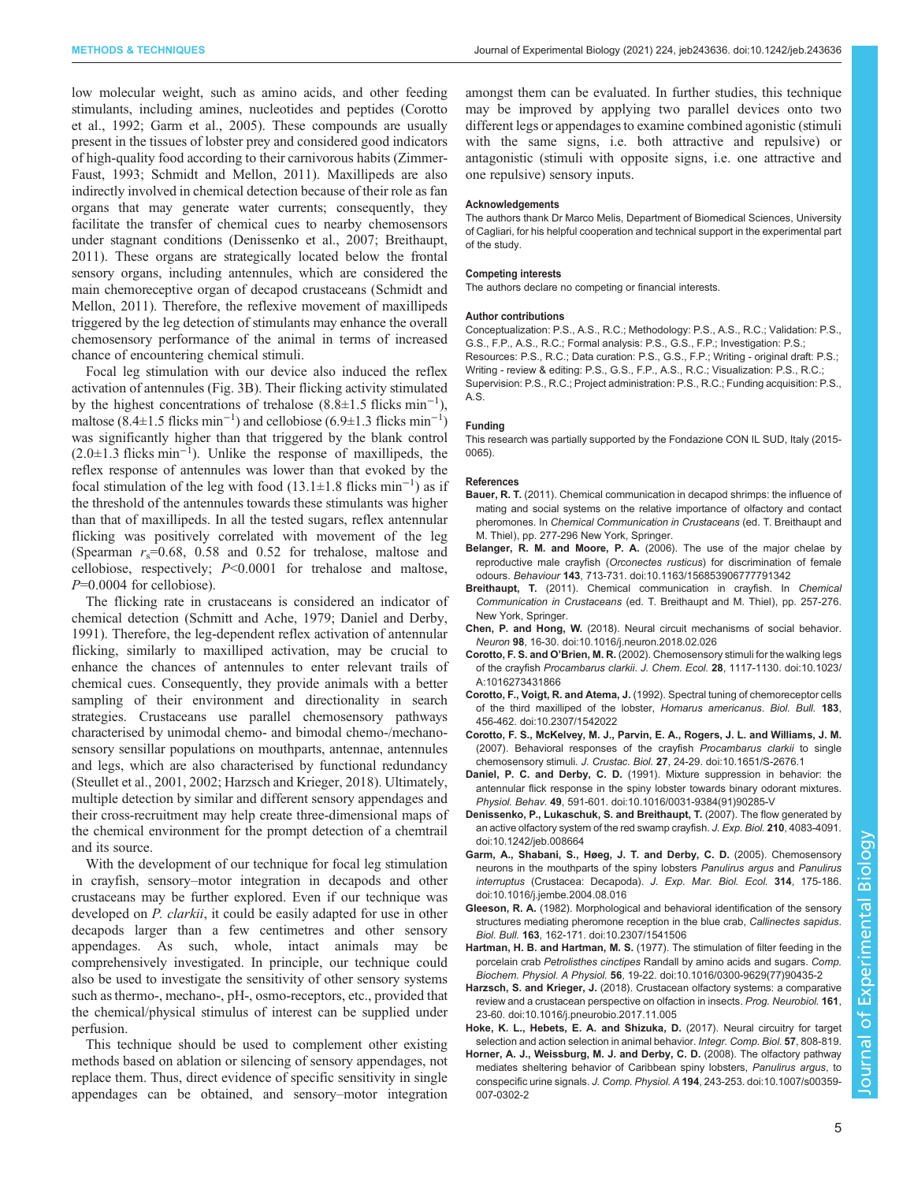low molecular weight, such as amino acids, and other feeding stimulants, including amines, nucleotides and peptides (Corotto et al., 1992; Garm et al., 2005). These compounds are usually present in the tissues of lobster prey and considered good indicators of high-quality food according to their carnivorous habits (Zimmer-Faust, 1993; Schmidt and Mellon, 2011). Maxillipeds are also indirectly involved in chemical detection because of their role as fan organs that may generate water currents; consequently, they facilitate the transfer of chemical cues to nearby chemosensors under stagnant conditions (Denissenko et al., 2007; Breithaupt, 2011). These organs are strategically located below the frontal sensory organs, including antennules, which are considered the main chemoreceptive organ of decapod crustaceans (Schmidt and Mellon, 2011). Therefore, the reflexive movement of maxillipeds triggered by the leg detection of stimulants may enhance the overall chemosensory performance of the animal in terms of increased chance of encountering chemical stimuli.

Focal leg stimulation with our device also induced the reflex activation of antennules (Fig. 3B). Their flicking activity stimulated by the highest concentrations of trehalose (8.8±1.5 flicks min$^{-1}$), maltose (8.4±1.5 flicks min$^{-1}$) and cellobiose (6.9±1.3 flicks min$^{-1}$) was significantly higher than that triggered by the blank control (2.0±1.3 flicks min$^{-1}$). Unlike the response of maxillipeds, the reflex response of antennules was lower than that evoked by the focal stimulation of the leg with food (13.1±1.8 flicks min$^{-1}$) as if the threshold of the antennules towards these stimulants was higher than that of maxillipeds. In all the tested sugars, reflex antennular flicking was positively correlated with movement of the leg (Spearman $r_s$=0.68, 0.58 and 0.52 for trehalose, maltose and cellobiose, respectively; $P$<0.0001 for trehalose and maltose, $P$=0.0004 for cellobiose).

The flicking rate in crustaceans is considered an indicator of chemical detection (Schmitt and Ache, 1979; Daniel and Derby, 1991). Therefore, the leg-dependent reflex activation of antennular flicking, similarly to maxilliped activation, may be crucial to enhance the chances of antennules to enter relevant trails of chemical cues. Consequently, they provide animals with a better sampling of their environment and directionality in search strategies. Crustaceans use parallel chemosensory pathways characterised by unimodal chemo- and bimodal chemo-/mechano-sensory sensillar populations on mouthparts, antennae, antennules and legs, which are also characterised by functional redundancy (Steullet et al., 2001, 2002; Harzsch and Krieger, 2018). Ultimately, multiple detection by similar and different sensory appendages and their cross-recruitment may help create three-dimensional maps of the chemical environment for the prompt detection of a chemtrail and its source.

With the development of our technique for focal leg stimulation in crayfish, sensory–motor integration in decapods and other crustaceans may be further explored. Even if our technique was developed on *P. clarkii*, it could be easily adapted for use in other decapods larger than a few centimetres and other sensory appendages. As such, whole, intact animals may be comprehensively investigated. In principle, our technique could also be used to investigate the sensitivity of other sensory systems such as thermo-, mechano-, pH-, osmo-receptors, etc., provided that the chemical/physical stimulus of interest can be supplied under perfusion.

This technique should be used to complement other existing methods based on ablation or silencing of sensory appendages, not replace them. Thus, direct evidence of specific sensitivity in single appendages can be obtained, and sensory–motor integration amongst them can be evaluated. In further studies, this technique may be improved by applying two parallel devices onto two different legs or appendages to examine combined agonistic (stimuli with the same signs, i.e. both attractive and repulsive) or antagonistic (stimuli with opposite signs, i.e. one attractive and one repulsive) sensory inputs.

#### Acknowledgements

The authors thank Dr Marco Melis, Department of Biomedical Sciences, University of Cagliari, for his helpful cooperation and technical support in the experimental part of the study.

#### Competing interests

The authors declare no competing or financial interests.

#### Author contributions

Conceptualization: P.S., A.S., R.C.; Methodology: P.S., A.S., R.C.; Validation: P.S., G.S., F.P., A.S., R.C.; Formal analysis: P.S., G.S., F.P.; Investigation: P.S.; Resources: P.S., R.C.; Data curation: P.S., G.S., F.P.; Writing - original draft: P.S.; Writing - review & editing: P.S., G.S., F.P., A.S., R.C.; Visualization: P.S., R.C.; Supervision: P.S., R.C.; Project administration: P.S., R.C.; Funding acquisition: P.S., A.S.

#### Funding

This research was partially supported by the Fondazione CON IL SUD, Italy (2015-0065).

#### References

**Bauer, R. T.** (2011). Chemical communication in decapod shrimps: the influence of mating and social systems on the relative importance of olfactory and contact pheromones. In *Chemical Communication in Crustaceans* (ed. T. Breithaupt and M. Thiel), pp. 277-296 New York, Springer.

**Belanger, R. M. and Moore, P. A.** (2006). The use of the major chelae by reproductive male crayfish (*Orconectes rusticus*) for discrimination of female odours. *Behaviour* **143**, 713-731. doi:10.1163/156853906777791342

**Breithaupt, T.** (2011). Chemical communication in crayfish. In *Chemical Communication in Crustaceans* (ed. T. Breithaupt and M. Thiel), pp. 257-276. New York, Springer.

**Chen, P. and Hong, W.** (2018). Neural circuit mechanisms of social behavior. *Neuron* **98**, 16-30. doi:10.1016/j.neuron.2018.02.026

**Corotto, F. S. and O'Brien, M. R.** (2002). Chemosensory stimuli for the walking legs of the crayfish *Procambarus clarkii*. *J. Chem. Ecol.* **28**, 1117-1130. doi:10.1023/A:1016273431866

**Corotto, F., Voigt, R. and Atema, J.** (1992). Spectral tuning of chemoreceptor cells of the third maxilliped of the lobster, *Homarus americanus*. *Biol. Bull.* **183**, 456-462. doi:10.2307/1542022

**Corotto, F. S., McKelvey, M. J., Parvin, E. A., Rogers, J. L. and Williams, J. M.** (2007). Behavioral responses of the crayfish *Procambarus clarkii* to single chemosensory stimuli. *J. Crustac. Biol.* **27**, 24-29. doi:10.1651/S-2676.1

**Daniel, P. C. and Derby, C. D.** (1991). Mixture suppression in behavior: the antennular flick response in the spiny lobster towards binary odorant mixtures. *Physiol. Behav.* **49**, 591-601. doi:10.1016/0031-9384(91)90285-V

**Denissenko, P., Lukaschuk, S. and Breithaupt, T.** (2007). The flow generated by an active olfactory system of the red swamp crayfish. *J. Exp. Biol.* **210**, 4083-4091. doi:10.1242/jeb.008664

**Garm, A., Shabani, S., Høeg, J. T. and Derby, C. D.** (2005). Chemosensory neurons in the mouthparts of the spiny lobsters *Panulirus argus* and *Panulirus interruptus* (Crustacea: Decapoda). *J. Exp. Mar. Biol. Ecol.* **314**, 175-186. doi:10.1016/j.jembe.2004.08.016

**Gleeson, R. A.** (1982). Morphological and behavioral identification of the sensory structures mediating pheromone reception in the blue crab, *Callinectes sapidus*. *Biol. Bull.* **163**, 162-171. doi:10.2307/1541506

**Hartman, H. B. and Hartman, M. S.** (1977). The stimulation of filter feeding in the porcelain crab *Petrolisthes cinctipes* Randall by amino acids and sugars. *Comp. Biochem. Physiol. A Physiol.* **56**, 19-22. doi:10.1016/0300-9629(77)90435-2

**Harzsch, S. and Krieger, J.** (2018). Crustacean olfactory systems: a comparative review and a crustacean perspective on olfaction in insects. *Prog. Neurobiol.* **161**, 23-60. doi:10.1016/j.pneurobio.2017.11.005

**Hoke, K. L., Hebets, E. A. and Shizuka, D.** (2017). Neural circuitry for target selection and action selection in animal behavior. *Integr. Comp. Biol.* **57**, 808-819.

**Horner, A. J., Weissburg, M. J. and Derby, C. D.** (2008). The olfactory pathway mediates sheltering behavior of Caribbean spiny lobsters, *Panulirus argus*, to conspecific urine signals. *J. Comp. Physiol. A* **194**, 243-253. doi:10.1007/s00359-007-0302-2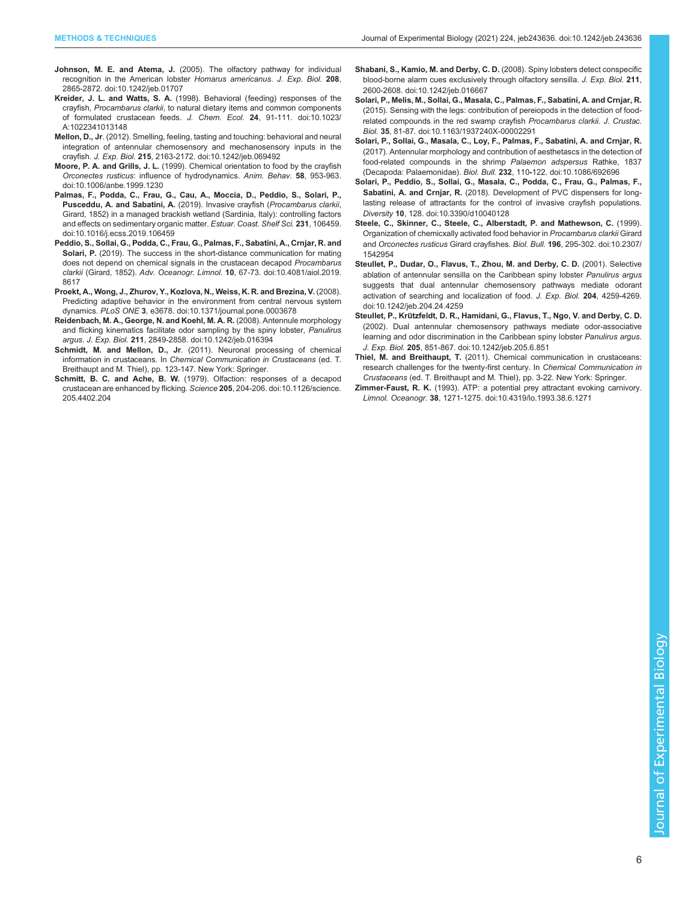**Johnson, M. E. and Atema, J.** (2005). The olfactory pathway for individual recognition in the American lobster *Homarus americanus*. *J. Exp. Biol.* **208**, 2865-2872. doi:10.1242/jeb.01707

**Kreider, J. L. and Watts, S. A.** (1998). Behavioral (feeding) responses of the crayfish, *Procambarus clarkii*, to natural dietary items and common components of formulated crustacean feeds. *J. Chem. Ecol.* **24**, 91-111. doi:10.1023/A:1022341013148

**Mellon, D., Jr**. (2012). Smelling, feeling, tasting and touching: behavioral and neural integration of antennular chemosensory and mechanosensory inputs in the crayfish. *J. Exp. Biol.* **215**, 2163-2172. doi:10.1242/jeb.069492

**Moore, P. A. and Grills, J. L.** (1999). Chemical orientation to food by the crayfish *Orconectes rusticus*: influence of hydrodynamics. *Anim. Behav.* **58**, 953-963. doi:10.1006/anbe.1999.1230

**Palmas, F., Podda, C., Frau, G., Cau, A., Moccia, D., Peddio, S., Solari, P., Pusceddu, A. and Sabatini, A.** (2019). Invasive crayfish (*Procambarus clarkii*, Girard, 1852) in a managed brackish wetland (Sardinia, Italy): controlling factors and effects on sedimentary organic matter. *Estuar. Coast. Shelf Sci.* **231**, 106459. doi:10.1016/j.ecss.2019.106459

**Peddio, S., Sollai, G., Podda, C., Frau, G., Palmas, F., Sabatini, A., Crnjar, R. and Solari, P.** (2019). The success in the short-distance communication for mating does not depend on chemical signals in the crustacean decapod *Procambarus clarkii* (Girard, 1852). *Adv. Oceanogr. Limnol.* **10**, 67-73. doi:10.4081/aiol.2019.8617

**Proekt, A., Wong, J., Zhurov, Y., Kozlova, N., Weiss, K. R. and Brezina, V.** (2008). Predicting adaptive behavior in the environment from central nervous system dynamics. *PLoS ONE* **3**, e3678. doi:10.1371/journal.pone.0003678

**Reidenbach, M. A., George, N. and Koehl, M. A. R.** (2008). Antennule morphology and flicking kinematics facilitate odor sampling by the spiny lobster, *Panulirus argus*. *J. Exp. Biol.* **211**, 2849-2858. doi:10.1242/jeb.016394

**Schmidt, M. and Mellon, D., Jr**. (2011). Neuronal processing of chemical information in crustaceans. In *Chemical Communication in Crustaceans* (ed. T. Breithaupt and M. Thiel), pp. 123-147. New York: Springer.

**Schmitt, B. C. and Ache, B. W.** (1979). Olfaction: responses of a decapod crustacean are enhanced by flicking. *Science* **205**, 204-206. doi:10.1126/science.205.4402.204

**Shabani, S., Kamio, M. and Derby, C. D.** (2008). Spiny lobsters detect conspecific blood-borne alarm cues exclusively through olfactory sensilla. *J. Exp. Biol.* **211**, 2600-2608. doi:10.1242/jeb.016667

**Solari, P., Melis, M., Sollai, G., Masala, C., Palmas, F., Sabatini, A. and Crnjar, R.** (2015). Sensing with the legs: contribution of pereiopods in the detection of food-related compounds in the red swamp crayfish *Procambarus clarkii*. *J. Crustac. Biol.* **35**, 81-87. doi:10.1163/1937240X-00002291

**Solari, P., Sollai, G., Masala, C., Loy, F., Palmas, F., Sabatini, A. and Crnjar, R.** (2017). Antennular morphology and contribution of aesthetascs in the detection of food-related compounds in the shrimp *Palaemon adspersus* Rathke, 1837 (Decapoda: Palaemonidae). *Biol. Bull.* **232**, 110-122. doi:10.1086/692696

**Solari, P., Peddio, S., Sollai, G., Masala, C., Podda, C., Frau, G., Palmas, F., Sabatini, A. and Crnjar, R.** (2018). Development of PVC dispensers for long-lasting release of attractants for the control of invasive crayfish populations. *Diversity* **10**, 128. doi:10.3390/d10040128

**Steele, C., Skinner, C., Steele, C., Alberstadt, P. and Mathewson, C.** (1999). Organization of chemicxally activated food behavior in *Procambarus clarkii* Girard and *Orconectes rusticus* Girard crayfishes. *Biol. Bull.* **196**, 295-302. doi:10.2307/1542954

**Steullet, P., Dudar, O., Flavus, T., Zhou, M. and Derby, C. D.** (2001). Selective ablation of antennular sensilla on the Caribbean spiny lobster *Panulirus argus* suggests that dual antennular chemosensory pathways mediate odorant activation of searching and localization of food. *J. Exp. Biol.* **204**, 4259-4269. doi:10.1242/jeb.204.24.4259

**Steullet, P., Krützfeldt, D. R., Hamidani, G., Flavus, T., Ngo, V. and Derby, C. D.** (2002). Dual antennular chemosensory pathways mediate odor-associative learning and odor discrimination in the Caribbean spiny lobster *Panulirus argus*. *J. Exp. Biol.* **205**, 851-867. doi:10.1242/jeb.205.6.851

**Thiel, M. and Breithaupt, T.** (2011). Chemical communication in crustaceans: research challenges for the twenty-first century. In *Chemical Communication in Crustaceans* (ed. T. Breithaupt and M. Thiel), pp. 3-22. New York: Springer.

**Zimmer-Faust, R. K.** (1993). ATP: a potential prey attractant evoking carnivory. *Limnol. Oceanogr.* **38**, 1271-1275. doi:10.4319/lo.1993.38.6.1271